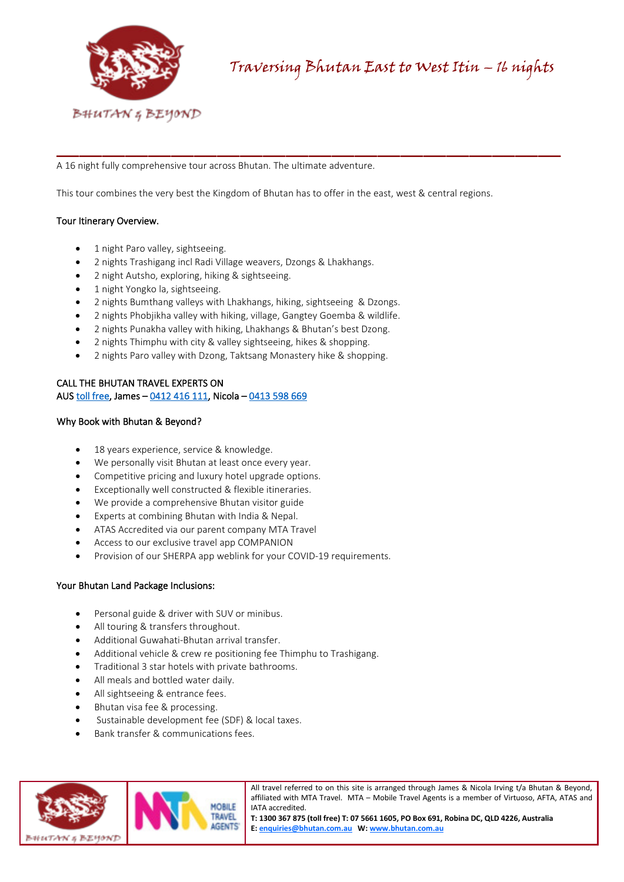# Traversing Bhutan East to West Itin – 16 nights

BHUTAN & BEYOND

---

A 16 night fully comprehensive tour across Bhutan. The ultimate adventure.

This tour combines the very best the Kingdom of Bhutan has to offer in the east, west & central regions.

## Tour Itinerary Overview.

- 1 night Paro valley, sightseeing.
- 2 nights Trashigang incl Radi Village weavers, Dzongs & Lhakhangs.
- 2 night Autsho, exploring, hiking & sightseeing.
- 1 night Yongko la, sightseeing.
- 2 nights Bumthang valleys with Lhakhangs, hiking, sightseeing & Dzongs.
- 2 nights Phobjikha valley with hiking, village, Gangtey Goemba & wildlife.
- 2 nights Punakha valley with hiking, Lhakhangs & Bhutan's best Dzong.
- 2 nights Thimphu with city & valley sightseeing, hikes & shopping.
- 2 nights Paro valley with Dzong, Taktsang Monastery hike & shopping.

CALL THE BHUTAN TRAVEL EXPERTS ON
AUS toll free, James – 0412 416 111, Nicola – 0413 598 669

## Why Book with Bhutan & Beyond?

- 18 years experience, service & knowledge.
- We personally visit Bhutan at least once every year.
- Competitive pricing and luxury hotel upgrade options.
- Exceptionally well constructed & flexible itineraries.
- We provide a comprehensive Bhutan visitor guide
- Experts at combining Bhutan with India & Nepal.
- ATAS Accredited via our parent company MTA Travel
- Access to our exclusive travel app COMPANION
- Provision of our SHERPA app weblink for your COVID-19 requirements.

## Your Bhutan Land Package Inclusions:

- Personal guide & driver with SUV or minibus.
- All touring & transfers throughout.
- Additional Guwahati-Bhutan arrival transfer.
- Additional vehicle & crew re positioning fee Thimphu to Trashigang.
- Traditional 3 star hotels with private bathrooms.
- All meals and bottled water daily.
- All sightseeing & entrance fees.
- Bhutan visa fee & processing.
- Sustainable development fee (SDF) & local taxes.
- Bank transfer & communications fees.

All travel referred to on this site is arranged through James & Nicola Irving t/a Bhutan & Beyond, affiliated with MTA Travel. MTA – Mobile Travel Agents is a member of Virtuoso, AFTA, ATAS and IATA accredited.
**T: 1300 367 875 (toll free) T: 07 5661 1605, PO Box 691, Robina DC, QLD 4226, Australia**
**E: enquiries@bhutan.com.au W: www.bhutan.com.au**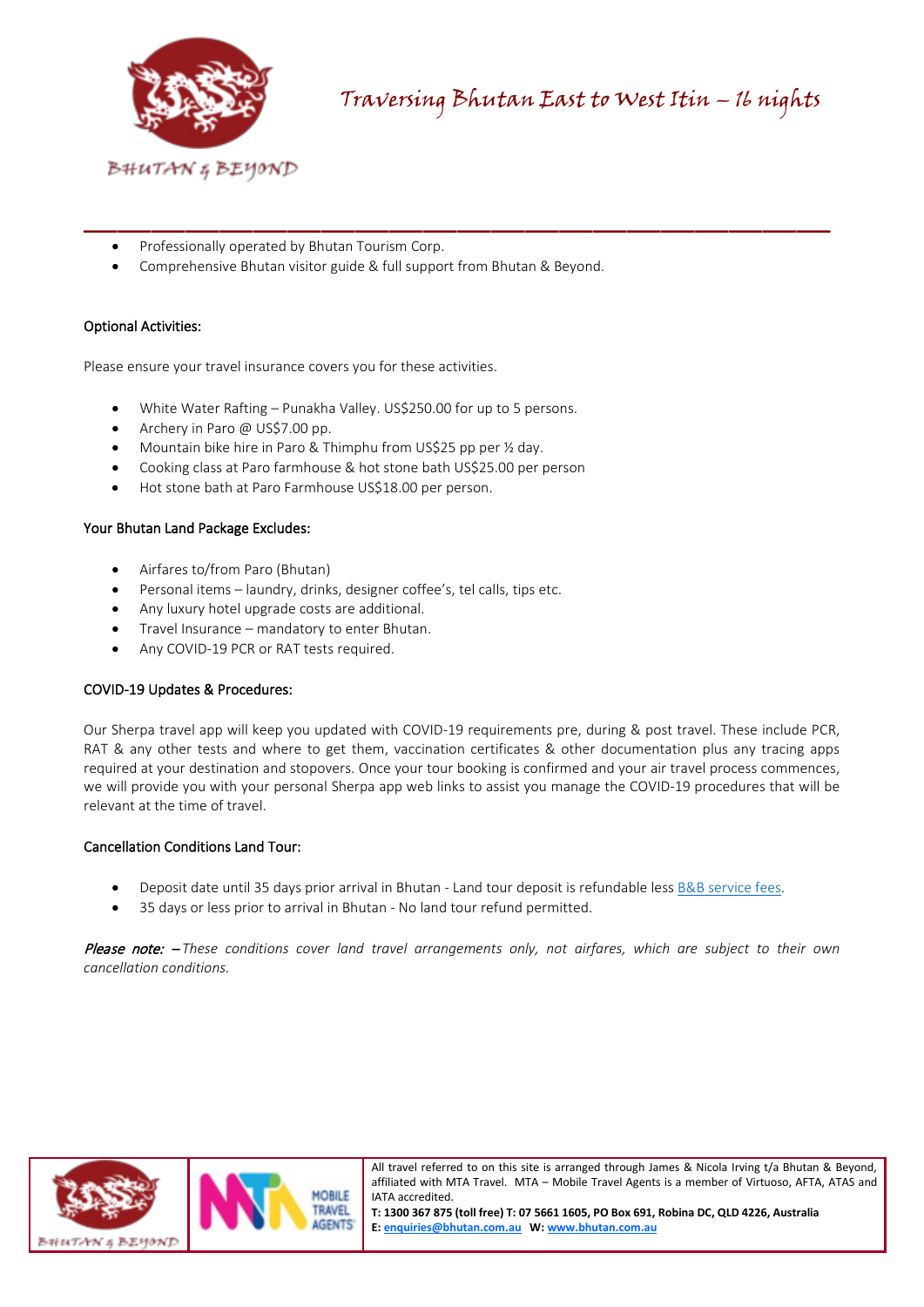- Professionally operated by Bhutan Tourism Corp.
- Comprehensive Bhutan visitor guide & full support from Bhutan & Beyond.

### Optional Activities:

Please ensure your travel insurance covers you for these activities.

- White Water Rafting – Punakha Valley. US$250.00 for up to 5 persons.
- Archery in Paro @ US$7.00 pp.
- Mountain bike hire in Paro & Thimphu from US$25 pp per ½ day.
- Cooking class at Paro farmhouse & hot stone bath US$25.00 per person
- Hot stone bath at Paro Farmhouse US$18.00 per person.

### Your Bhutan Land Package Excludes:

- Airfares to/from Paro (Bhutan)
- Personal items – laundry, drinks, designer coffee's, tel calls, tips etc.
- Any luxury hotel upgrade costs are additional.
- Travel Insurance – mandatory to enter Bhutan.
- Any COVID-19 PCR or RAT tests required.

### COVID-19 Updates & Procedures:

Our Sherpa travel app will keep you updated with COVID-19 requirements pre, during & post travel. These include PCR, RAT & any other tests and where to get them, vaccination certificates & other documentation plus any tracing apps required at your destination and stopovers. Once your tour booking is confirmed and your air travel process commences, we will provide you with your personal Sherpa app web links to assist you manage the COVID-19 procedures that will be relevant at the time of travel.

### Cancellation Conditions Land Tour:

- Deposit date until 35 days prior arrival in Bhutan - Land tour deposit is refundable less B&B service fees.
- 35 days or less prior to arrival in Bhutan - No land tour refund permitted.

***Please note:*** *– These conditions cover land travel arrangements only, not airfares, which are subject to their own cancellation conditions.*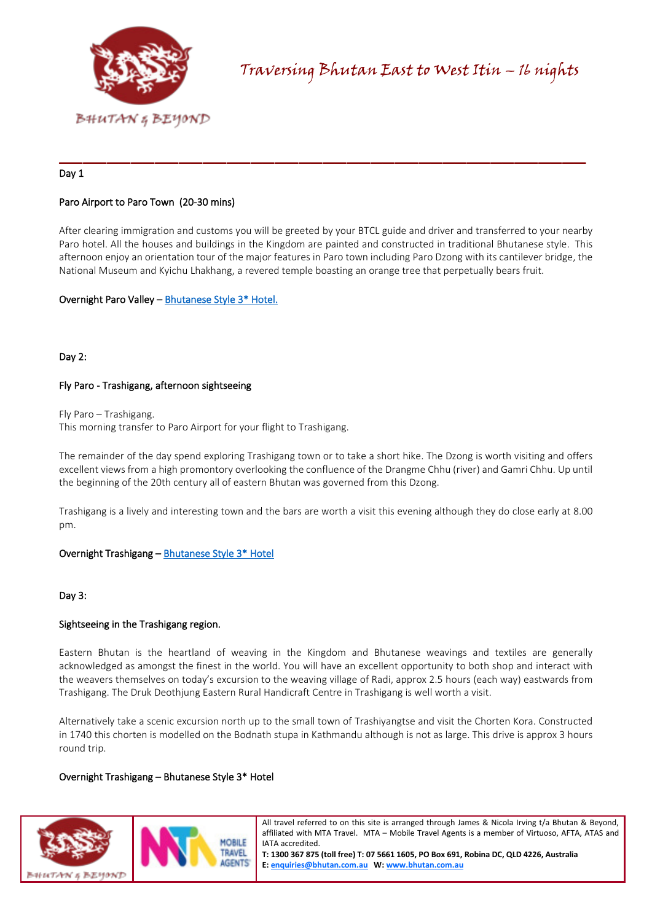# Traversing Bhutan East to West Itin – 16 nights

Day 1

Paro Airport to Paro Town (20-30 mins)

After clearing immigration and customs you will be greeted by your BTCL guide and driver and transferred to your nearby Paro hotel. All the houses and buildings in the Kingdom are painted and constructed in traditional Bhutanese style. This afternoon enjoy an orientation tour of the major features in Paro town including Paro Dzong with its cantilever bridge, the National Museum and Kyichu Lhakhang, a revered temple boasting an orange tree that perpetually bears fruit.

Overnight Paro Valley – Bhutanese Style 3* Hotel.

Day 2:

Fly Paro - Trashigang, afternoon sightseeing

Fly Paro – Trashigang.
This morning transfer to Paro Airport for your flight to Trashigang.

The remainder of the day spend exploring Trashigang town or to take a short hike. The Dzong is worth visiting and offers excellent views from a high promontory overlooking the confluence of the Drangme Chhu (river) and Gamri Chhu. Up until the beginning of the 20th century all of eastern Bhutan was governed from this Dzong.

Trashigang is a lively and interesting town and the bars are worth a visit this evening although they do close early at 8.00 pm.

Overnight Trashigang – Bhutanese Style 3* Hotel

Day 3:

Sightseeing in the Trashigang region.

Eastern Bhutan is the heartland of weaving in the Kingdom and Bhutanese weavings and textiles are generally acknowledged as amongst the finest in the world. You will have an excellent opportunity to both shop and interact with the weavers themselves on today's excursion to the weaving village of Radi, approx 2.5 hours (each way) eastwards from Trashigang. The Druk Deothjung Eastern Rural Handicraft Centre in Trashigang is well worth a visit.

Alternatively take a scenic excursion north up to the small town of Trashiyangtse and visit the Chorten Kora. Constructed in 1740 this chorten is modelled on the Bodnath stupa in Kathmandu although is not as large. This drive is approx 3 hours round trip.

Overnight Trashigang – Bhutanese Style 3* Hotel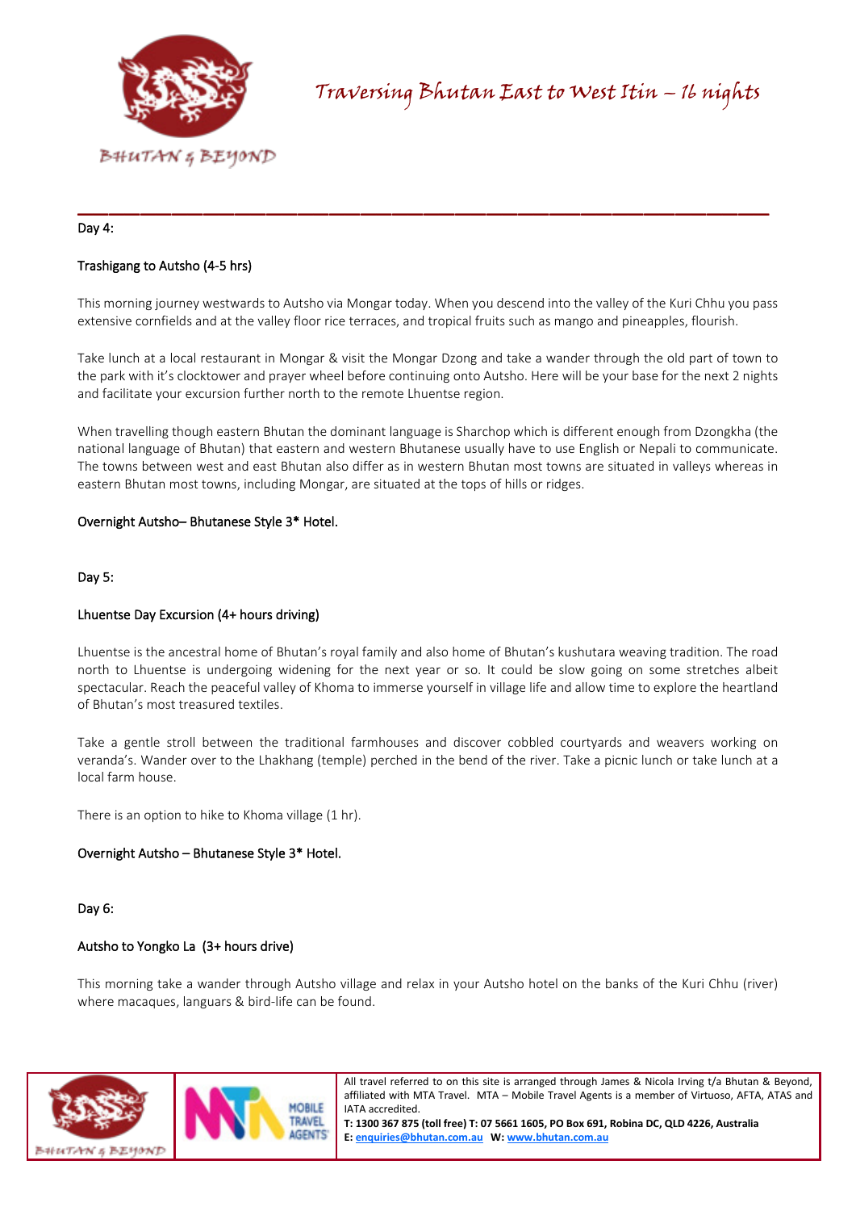Day 4:

Trashigang to Autsho (4-5 hrs)

This morning journey westwards to Autsho via Mongar today. When you descend into the valley of the Kuri Chhu you pass extensive cornfields and at the valley floor rice terraces, and tropical fruits such as mango and pineapples, flourish.

Take lunch at a local restaurant in Mongar & visit the Mongar Dzong and take a wander through the old part of town to the park with it's clocktower and prayer wheel before continuing onto Autsho. Here will be your base for the next 2 nights and facilitate your excursion further north to the remote Lhuentse region.

When travelling though eastern Bhutan the dominant language is Sharchop which is different enough from Dzongkha (the national language of Bhutan) that eastern and western Bhutanese usually have to use English or Nepali to communicate. The towns between west and east Bhutan also differ as in western Bhutan most towns are situated in valleys whereas in eastern Bhutan most towns, including Mongar, are situated at the tops of hills or ridges.

Overnight Autsho– Bhutanese Style 3* Hotel.

Day 5:

Lhuentse Day Excursion (4+ hours driving)

Lhuentse is the ancestral home of Bhutan's royal family and also home of Bhutan's kushutara weaving tradition. The road north to Lhuentse is undergoing widening for the next year or so. It could be slow going on some stretches albeit spectacular. Reach the peaceful valley of Khoma to immerse yourself in village life and allow time to explore the heartland of Bhutan's most treasured textiles.

Take a gentle stroll between the traditional farmhouses and discover cobbled courtyards and weavers working on veranda's. Wander over to the Lhakhang (temple) perched in the bend of the river. Take a picnic lunch or take lunch at a local farm house.

There is an option to hike to Khoma village (1 hr).

Overnight Autsho – Bhutanese Style 3* Hotel.

Day 6:

Autsho to Yongko La (3+ hours drive)

This morning take a wander through Autsho village and relax in your Autsho hotel on the banks of the Kuri Chhu (river) where macaques, languars & bird-life can be found.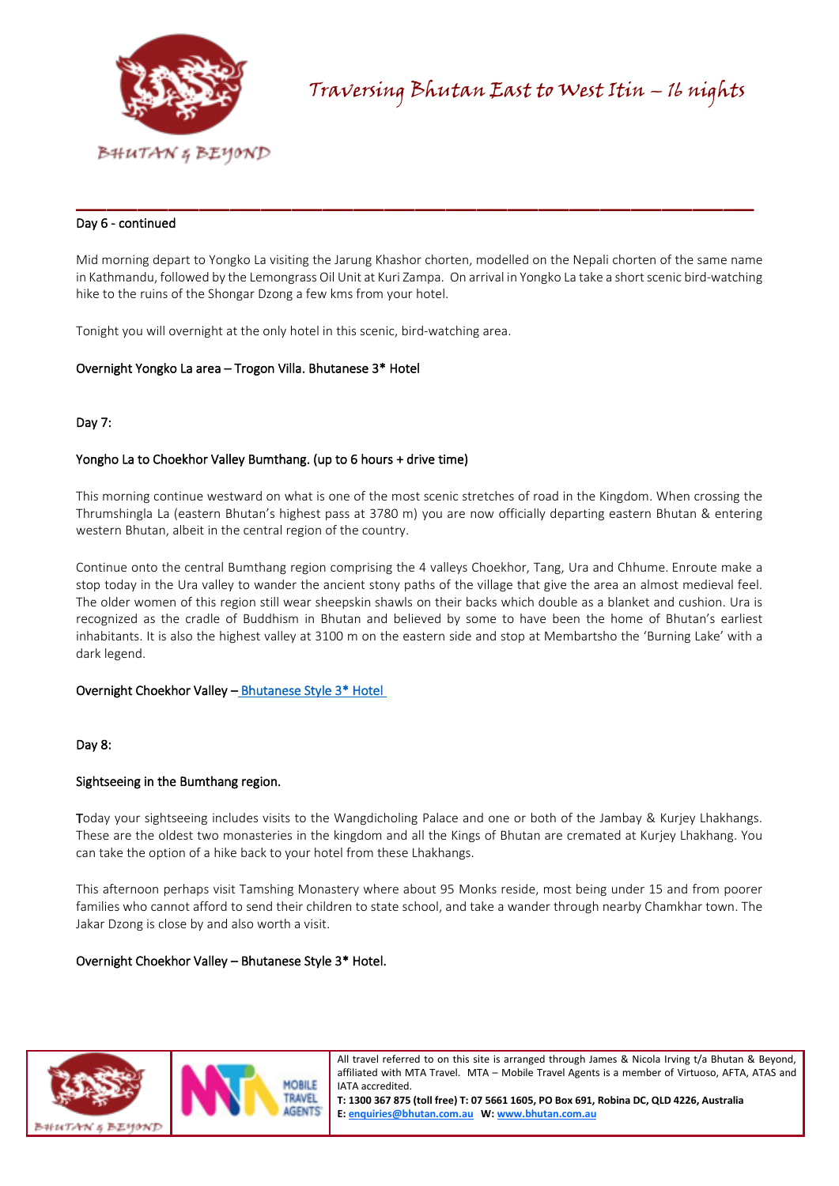Day 6 - continued

Mid morning depart to Yongko La visiting the Jarung Khashor chorten, modelled on the Nepali chorten of the same name in Kathmandu, followed by the Lemongrass Oil Unit at Kuri Zampa. On arrival in Yongko La take a short scenic bird-watching hike to the ruins of the Shongar Dzong a few kms from your hotel.

Tonight you will overnight at the only hotel in this scenic, bird-watching area.

Overnight Yongko La area – Trogon Villa. Bhutanese 3* Hotel

Day 7:

Yongho La to Choekhor Valley Bumthang. (up to 6 hours + drive time)

This morning continue westward on what is one of the most scenic stretches of road in the Kingdom. When crossing the Thrumshingla La (eastern Bhutan's highest pass at 3780 m) you are now officially departing eastern Bhutan & entering western Bhutan, albeit in the central region of the country.

Continue onto the central Bumthang region comprising the 4 valleys Choekhor, Tang, Ura and Chhume. Enroute make a stop today in the Ura valley to wander the ancient stony paths of the village that give the area an almost medieval feel. The older women of this region still wear sheepskin shawls on their backs which double as a blanket and cushion. Ura is recognized as the cradle of Buddhism in Bhutan and believed by some to have been the home of Bhutan's earliest inhabitants. It is also the highest valley at 3100 m on the eastern side and stop at Membartsho the 'Burning Lake' with a dark legend.

Overnight Choekhor Valley – Bhutanese Style 3* Hotel

Day 8:

Sightseeing in the Bumthang region.

Today your sightseeing includes visits to the Wangdicholing Palace and one or both of the Jambay & Kurjey Lhakhangs. These are the oldest two monasteries in the kingdom and all the Kings of Bhutan are cremated at Kurjey Lhakhang. You can take the option of a hike back to your hotel from these Lhakhangs.

This afternoon perhaps visit Tamshing Monastery where about 95 Monks reside, most being under 15 and from poorer families who cannot afford to send their children to state school, and take a wander through nearby Chamkhar town. The Jakar Dzong is close by and also worth a visit.

Overnight Choekhor Valley – Bhutanese Style 3* Hotel.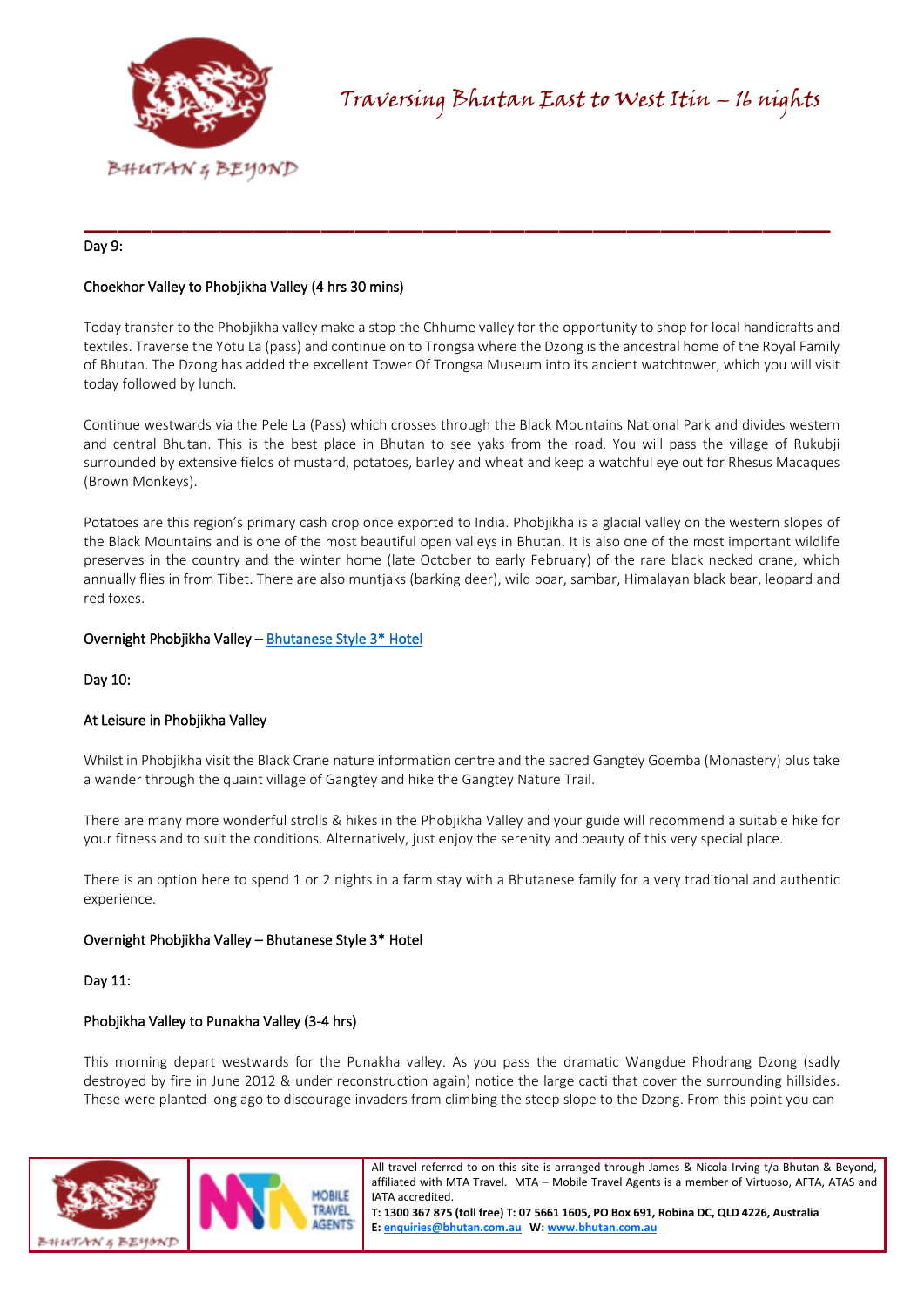Day 9:

Choekhor Valley to Phobjikha Valley (4 hrs 30 mins)

Today transfer to the Phobjikha valley make a stop the Chhume valley for the opportunity to shop for local handicrafts and textiles. Traverse the Yotu La (pass) and continue on to Trongsa where the Dzong is the ancestral home of the Royal Family of Bhutan. The Dzong has added the excellent Tower Of Trongsa Museum into its ancient watchtower, which you will visit today followed by lunch.

Continue westwards via the Pele La (Pass) which crosses through the Black Mountains National Park and divides western and central Bhutan. This is the best place in Bhutan to see yaks from the road. You will pass the village of Rukubji surrounded by extensive fields of mustard, potatoes, barley and wheat and keep a watchful eye out for Rhesus Macaques (Brown Monkeys).

Potatoes are this region's primary cash crop once exported to India. Phobjikha is a glacial valley on the western slopes of the Black Mountains and is one of the most beautiful open valleys in Bhutan. It is also one of the most important wildlife preserves in the country and the winter home (late October to early February) of the rare black necked crane, which annually flies in from Tibet. There are also muntjaks (barking deer), wild boar, sambar, Himalayan black bear, leopard and red foxes.

Overnight Phobjikha Valley – Bhutanese Style 3* Hotel

Day 10:

At Leisure in Phobjikha Valley

Whilst in Phobjikha visit the Black Crane nature information centre and the sacred Gangtey Goemba (Monastery) plus take a wander through the quaint village of Gangtey and hike the Gangtey Nature Trail.

There are many more wonderful strolls & hikes in the Phobjikha Valley and your guide will recommend a suitable hike for your fitness and to suit the conditions. Alternatively, just enjoy the serenity and beauty of this very special place.

There is an option here to spend 1 or 2 nights in a farm stay with a Bhutanese family for a very traditional and authentic experience.

Overnight Phobjikha Valley – Bhutanese Style 3* Hotel

Day 11:

Phobjikha Valley to Punakha Valley (3-4 hrs)

This morning depart westwards for the Punakha valley. As you pass the dramatic Wangdue Phodrang Dzong (sadly destroyed by fire in June 2012 & under reconstruction again) notice the large cacti that cover the surrounding hillsides. These were planted long ago to discourage invaders from climbing the steep slope to the Dzong. From this point you can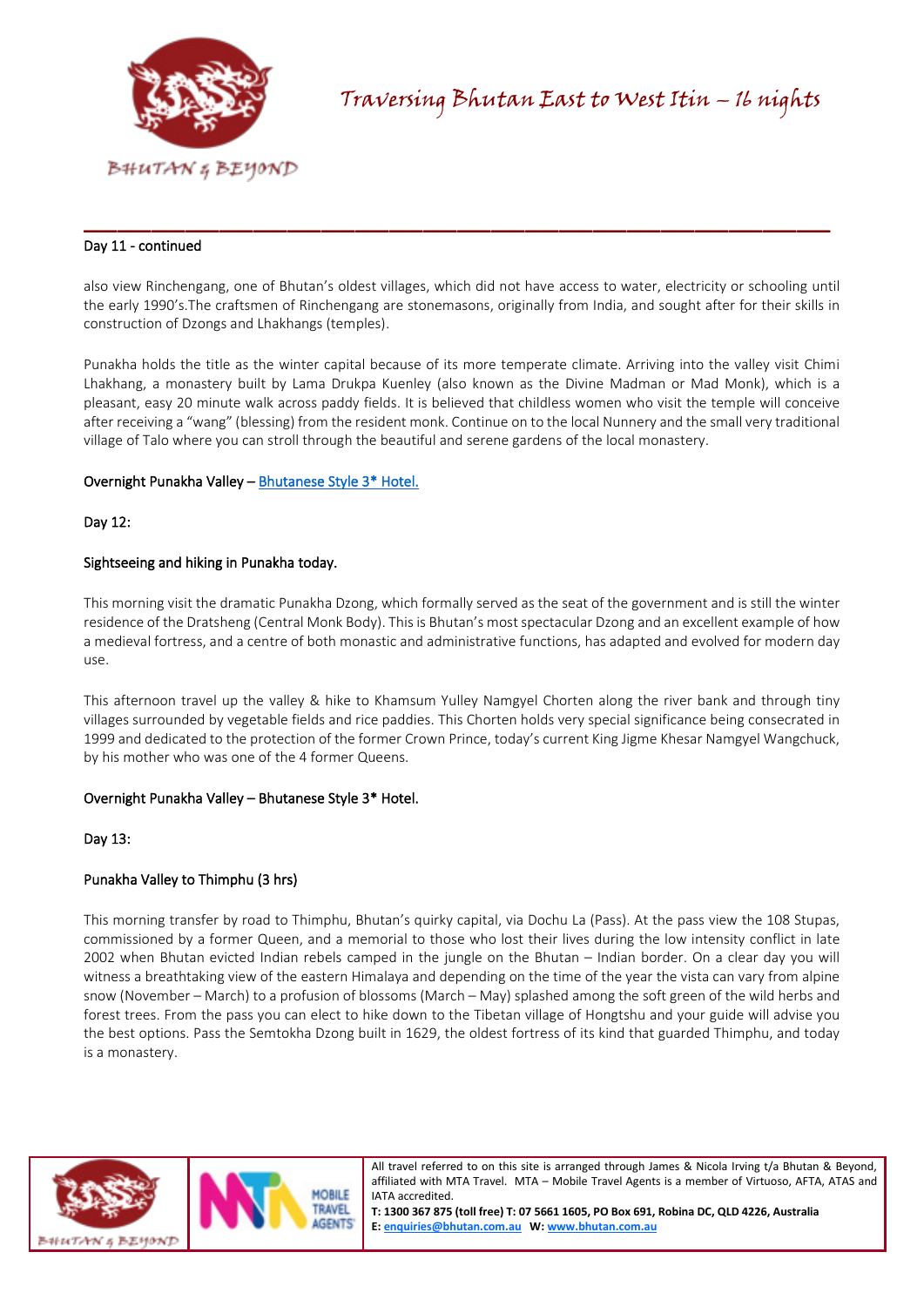Day 11 - continued

also view Rinchengang, one of Bhutan's oldest villages, which did not have access to water, electricity or schooling until the early 1990's.The craftsmen of Rinchengang are stonemasons, originally from India, and sought after for their skills in construction of Dzongs and Lhakhangs (temples).

Punakha holds the title as the winter capital because of its more temperate climate. Arriving into the valley visit Chimi Lhakhang, a monastery built by Lama Drukpa Kuenley (also known as the Divine Madman or Mad Monk), which is a pleasant, easy 20 minute walk across paddy fields. It is believed that childless women who visit the temple will conceive after receiving a "wang" (blessing) from the resident monk. Continue on to the local Nunnery and the small very traditional village of Talo where you can stroll through the beautiful and serene gardens of the local monastery.

Overnight Punakha Valley – Bhutanese Style 3* Hotel.

Day 12:

Sightseeing and hiking in Punakha today.

This morning visit the dramatic Punakha Dzong, which formally served as the seat of the government and is still the winter residence of the Dratsheng (Central Monk Body). This is Bhutan's most spectacular Dzong and an excellent example of how a medieval fortress, and a centre of both monastic and administrative functions, has adapted and evolved for modern day use.

This afternoon travel up the valley & hike to Khamsum Yulley Namgyel Chorten along the river bank and through tiny villages surrounded by vegetable fields and rice paddies. This Chorten holds very special significance being consecrated in 1999 and dedicated to the protection of the former Crown Prince, today's current King Jigme Khesar Namgyel Wangchuck, by his mother who was one of the 4 former Queens.

Overnight Punakha Valley – Bhutanese Style 3* Hotel.

Day 13:

Punakha Valley to Thimphu (3 hrs)

This morning transfer by road to Thimphu, Bhutan's quirky capital, via Dochu La (Pass). At the pass view the 108 Stupas, commissioned by a former Queen, and a memorial to those who lost their lives during the low intensity conflict in late 2002 when Bhutan evicted Indian rebels camped in the jungle on the Bhutan – Indian border. On a clear day you will witness a breathtaking view of the eastern Himalaya and depending on the time of the year the vista can vary from alpine snow (November – March) to a profusion of blossoms (March – May) splashed among the soft green of the wild herbs and forest trees. From the pass you can elect to hike down to the Tibetan village of Hongtshu and your guide will advise you the best options. Pass the Semtokha Dzong built in 1629, the oldest fortress of its kind that guarded Thimphu, and today is a monastery.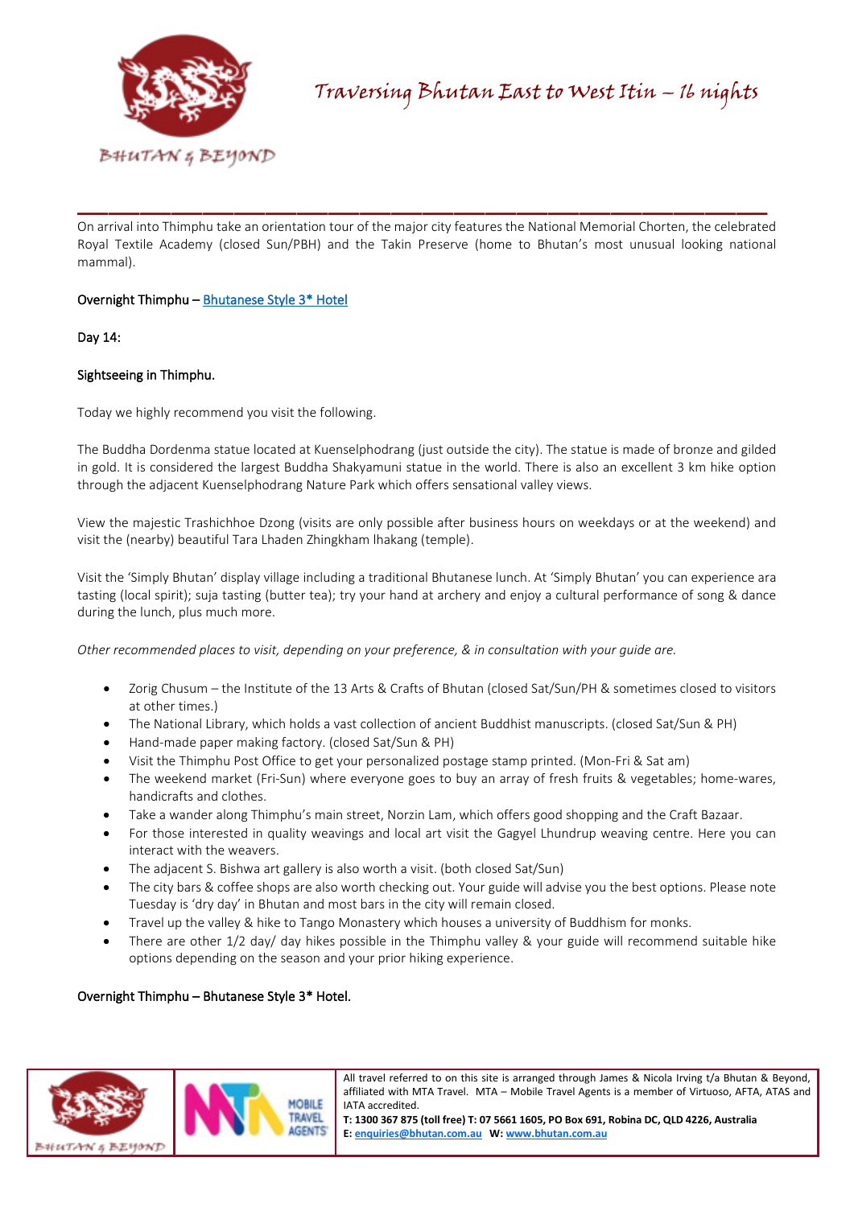On arrival into Thimphu take an orientation tour of the major city features the National Memorial Chorten, the celebrated Royal Textile Academy (closed Sun/PBH) and the Takin Preserve (home to Bhutan's most unusual looking national mammal).

Overnight Thimphu – [Bhutanese Style 3* Hotel]

Day 14:

Sightseeing in Thimphu.

Today we highly recommend you visit the following.

The Buddha Dordenma statue located at Kuenselphodrang (just outside the city). The statue is made of bronze and gilded in gold. It is considered the largest Buddha Shakyamuni statue in the world. There is also an excellent 3 km hike option through the adjacent Kuenselphodrang Nature Park which offers sensational valley views.

View the majestic Trashichhoe Dzong (visits are only possible after business hours on weekdays or at the weekend) and visit the (nearby) beautiful Tara Lhaden Zhingkham lhakang (temple).

Visit the 'Simply Bhutan' display village including a traditional Bhutanese lunch. At 'Simply Bhutan' you can experience ara tasting (local spirit); suja tasting (butter tea); try your hand at archery and enjoy a cultural performance of song & dance during the lunch, plus much more.

*Other recommended places to visit, depending on your preference, & in consultation with your guide are.*

- Zorig Chusum – the Institute of the 13 Arts & Crafts of Bhutan (closed Sat/Sun/PH & sometimes closed to visitors at other times.)
- The National Library, which holds a vast collection of ancient Buddhist manuscripts. (closed Sat/Sun & PH)
- Hand-made paper making factory. (closed Sat/Sun & PH)
- Visit the Thimphu Post Office to get your personalized postage stamp printed. (Mon-Fri & Sat am)
- The weekend market (Fri-Sun) where everyone goes to buy an array of fresh fruits & vegetables; home-wares, handicrafts and clothes.
- Take a wander along Thimphu's main street, Norzin Lam, which offers good shopping and the Craft Bazaar.
- For those interested in quality weavings and local art visit the Gagyel Lhundrup weaving centre. Here you can interact with the weavers.
- The adjacent S. Bishwa art gallery is also worth a visit. (both closed Sat/Sun)
- The city bars & coffee shops are also worth checking out. Your guide will advise you the best options. Please note Tuesday is 'dry day' in Bhutan and most bars in the city will remain closed.
- Travel up the valley & hike to Tango Monastery which houses a university of Buddhism for monks.
- There are other 1/2 day/ day hikes possible in the Thimphu valley & your guide will recommend suitable hike options depending on the season and your prior hiking experience.

Overnight Thimphu – Bhutanese Style 3* Hotel.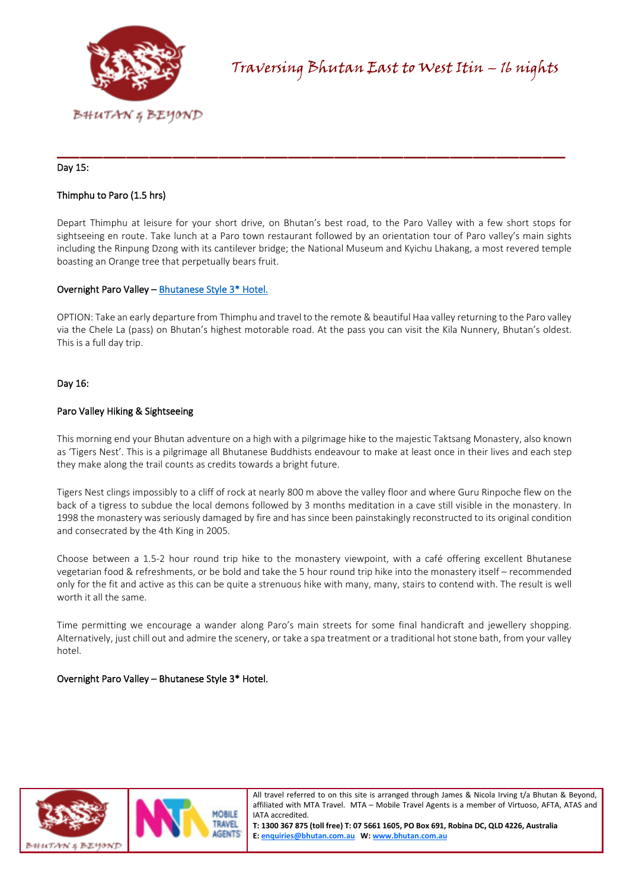Day 15:

Thimphu to Paro (1.5 hrs)

Depart Thimphu at leisure for your short drive, on Bhutan's best road, to the Paro Valley with a few short stops for sightseeing en route. Take lunch at a Paro town restaurant followed by an orientation tour of Paro valley's main sights including the Rinpung Dzong with its cantilever bridge; the National Museum and Kyichu Lhakang, a most revered temple boasting an Orange tree that perpetually bears fruit.

Overnight Paro Valley – Bhutanese Style 3* Hotel.

OPTION: Take an early departure from Thimphu and travel to the remote & beautiful Haa valley returning to the Paro valley via the Chele La (pass) on Bhutan's highest motorable road. At the pass you can visit the Kila Nunnery, Bhutan's oldest. This is a full day trip.

Day 16:

Paro Valley Hiking & Sightseeing

This morning end your Bhutan adventure on a high with a pilgrimage hike to the majestic Taktsang Monastery, also known as 'Tigers Nest'. This is a pilgrimage all Bhutanese Buddhists endeavour to make at least once in their lives and each step they make along the trail counts as credits towards a bright future.

Tigers Nest clings impossibly to a cliff of rock at nearly 800 m above the valley floor and where Guru Rinpoche flew on the back of a tigress to subdue the local demons followed by 3 months meditation in a cave still visible in the monastery. In 1998 the monastery was seriously damaged by fire and has since been painstakingly reconstructed to its original condition and consecrated by the 4th King in 2005.

Choose between a 1.5-2 hour round trip hike to the monastery viewpoint, with a café offering excellent Bhutanese vegetarian food & refreshments, or be bold and take the 5 hour round trip hike into the monastery itself – recommended only for the fit and active as this can be quite a strenuous hike with many, many, stairs to contend with. The result is well worth it all the same.

Time permitting we encourage a wander along Paro's main streets for some final handicraft and jewellery shopping. Alternatively, just chill out and admire the scenery, or take a spa treatment or a traditional hot stone bath, from your valley hotel.

Overnight Paro Valley – Bhutanese Style 3* Hotel.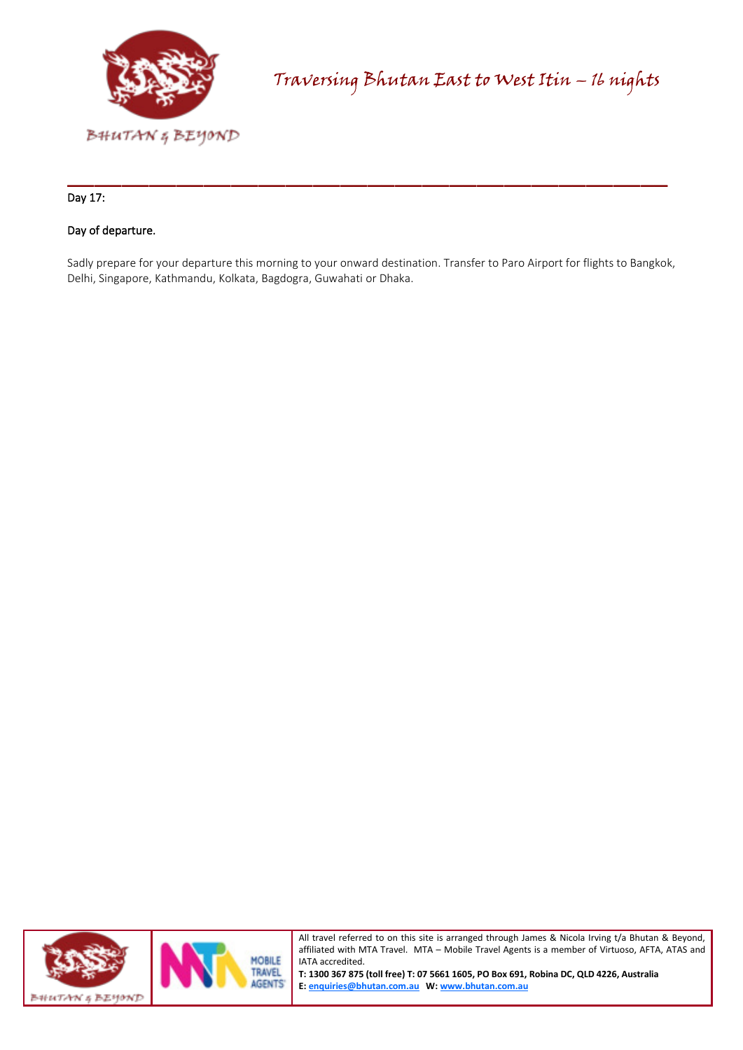Day 17:

Day of departure.

Sadly prepare for your departure this morning to your onward destination. Transfer to Paro Airport for flights to Bangkok, Delhi, Singapore, Kathmandu, Kolkata, Bagdogra, Guwahati or Dhaka.